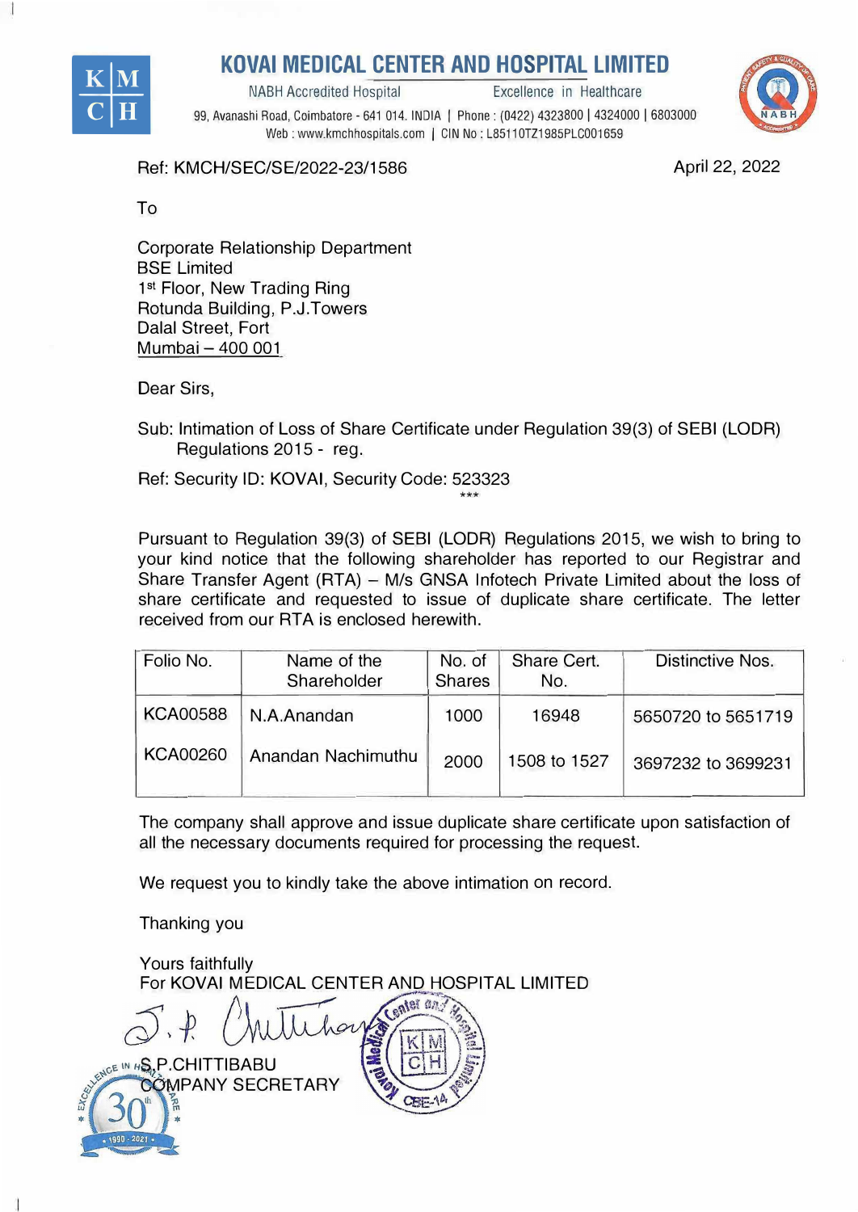# KOVAI MEDICAL CENTER AND HOSPITAL LIMITED

NABH Accredited Hospital Excellence in Healthcare

99, Avanashi Road, Coimbatore - 641 014. INDIA | Phone : (0422) 4323800 | 4324000 | 6803000
Web : www.kmchhospitals.com | CIN No : L85110TZ1985PLC001659

Ref: KMCH/SEC/SE/2022-23/1586

April 22, 2022

To

Corporate Relationship Department
BSE Limited
1st Floor, New Trading Ring
Rotunda Building, P.J.Towers
Dalal Street, Fort
Mumbai – 400 001

Dear Sirs,

Sub: Intimation of Loss of Share Certificate under Regulation 39(3) of SEBI (LODR) Regulations 2015 - reg.

Ref: Security ID: KOVAI, Security Code: 523323

***

Pursuant to Regulation 39(3) of SEBI (LODR) Regulations 2015, we wish to bring to your kind notice that the following shareholder has reported to our Registrar and Share Transfer Agent (RTA) – M/s GNSA Infotech Private Limited about the loss of share certificate and requested to issue of duplicate share certificate. The letter received from our RTA is enclosed herewith.

| Folio No. | Name of the Shareholder | No. of Shares | Share Cert. No. | Distinctive Nos. |
|---|---|---|---|---|
| KCA00588 | N.A.Anandan | 1000 | 16948 | 5650720 to 5651719 |
| KCA00260 | Anandan Nachimuthu | 2000 | 1508 to 1527 | 3697232 to 3699231 |

The company shall approve and issue duplicate share certificate upon satisfaction of all the necessary documents required for processing the request.

We request you to kindly take the above intimation on record.

Thanking you

Yours faithfully
For KOVAI MEDICAL CENTER AND HOSPITAL LIMITED

S.P.CHITTIBABU
COMPANY SECRETARY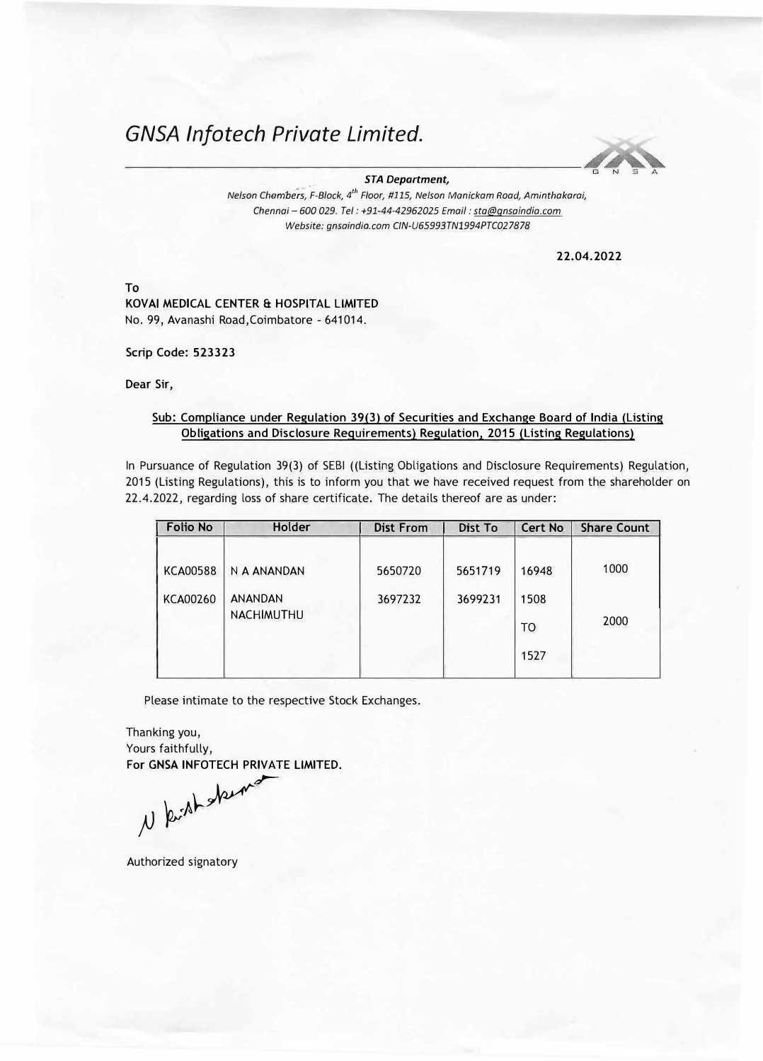# GNSA Infotech Private Limited.

***STA Department,***

*Nelson Chambers, F-Block, 4th Floor, #115, Nelson Manickam Road, Aminthakarai, Chennai – 600 029. Tel : +91-44-42962025 Email : sta@gnsaindia.com Website: gnsaindia.com CIN-U65993TN1994PTC027878*

**22.04.2022**

**To**
**KOVAI MEDICAL CENTER & HOSPITAL LIMITED**
No. 99, Avanashi Road,Coimbatore - 641014.

**Scrip Code: 523323**

**Dear Sir,**

**Sub: Compliance under Regulation 39(3) of Securities and Exchange Board of India (Listing Obligations and Disclosure Requirements) Regulation, 2015 (Listing Regulations)**

In Pursuance of Regulation 39(3) of SEBI ((Listing Obligations and Disclosure Requirements) Regulation, 2015 (Listing Regulations), this is to inform you that we have received request from the shareholder on 22.4.2022, regarding loss of share certificate. The details thereof are as under:

| Folio No | Holder | Dist From | Dist To | Cert No | Share Count |
|---|---|---|---|---|---|
| KCA00588 | N A ANANDAN | 5650720 | 5651719 | 16948 | 1000 |
| KCA00260 | ANANDAN NACHIMUTHU | 3697232 | 3699231 | 1508 TO 1527 | 2000 |

Please intimate to the respective Stock Exchanges.

Thanking you,
Yours faithfully,
**For GNSA INFOTECH PRIVATE LIMITED.**

Authorized signatory